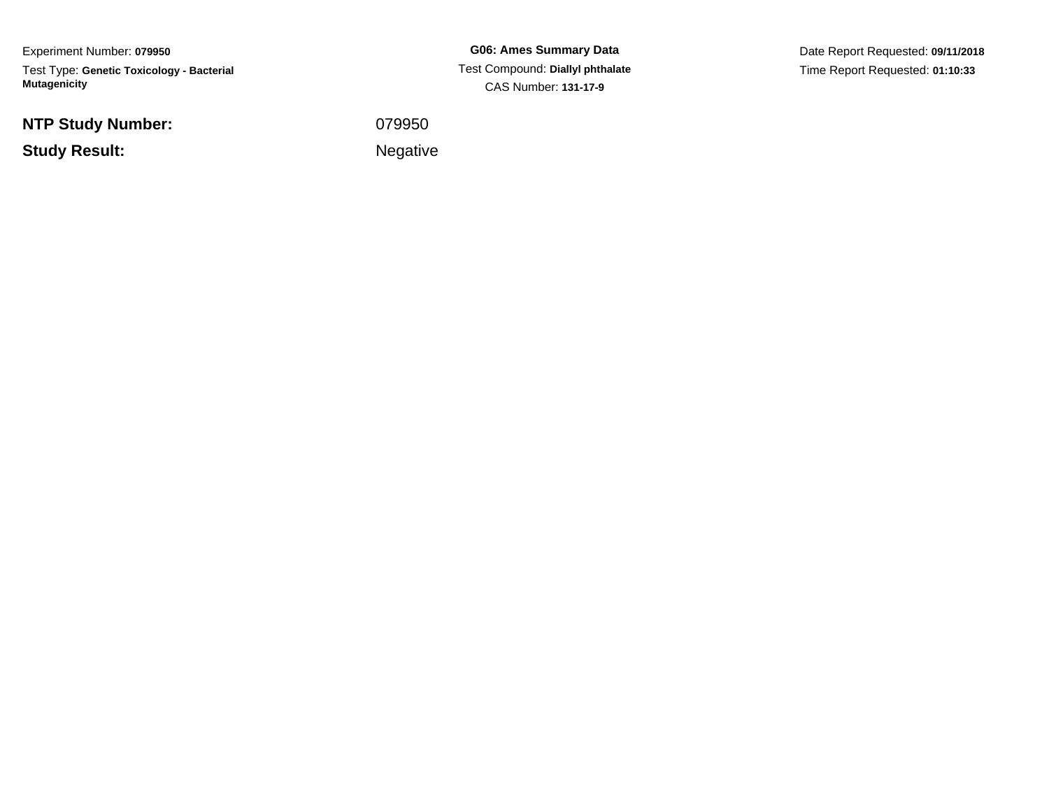Experiment Number: **079950**

Test Type: **Genetic Toxicology - Bacterial Mutagenicity**

**G06: Ames Summary Data**

Test Compound: **Diallyl phthalate**

CAS Number: **131-17-9**

Date Report Requested: **09/11/2018**

Time Report Requested: **01:10:33**

**NTP Study Number:** 079950

**Study Result:** Negative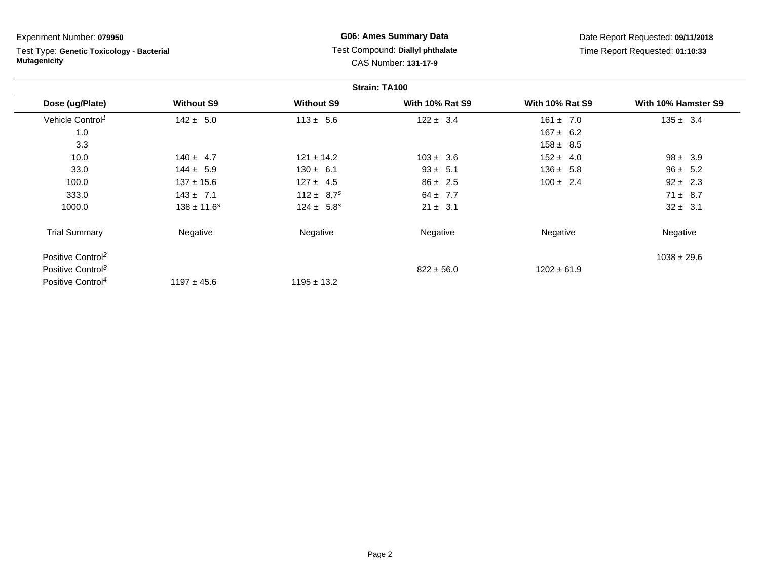Experiment Number: **079950**

Test Type: **Genetic Toxicology - Bacterial Mutagenicity**

**G06: Ames Summary Data**

Test Compound: **Diallyl phthalate**

CAS Number: **131-17-9**

Date Report Requested: **09/11/2018**

Time Report Requested: **01:10:33**

**Strain: TA100**

| Dose (ug/Plate) | Without S9 | Without S9 | With 10% Rat S9 | With 10% Rat S9 | With 10% Hamster S9 |
|---|---|---|---|---|---|
| Vehicle Control[1] | 142 ± 5.0 | 113 ± 5.6 | 122 ± 3.4 | 161 ± 7.0 | 135 ± 3.4 |
| 1.0 | | | | 167 ± 6.2 | |
| 3.3 | | | | 158 ± 8.5 | |
| 10.0 | 140 ± 4.7 | 121 ± 14.2 | 103 ± 3.6 | 152 ± 4.0 | 98 ± 3.9 |
| 33.0 | 144 ± 5.9 | 130 ± 6.1 | 93 ± 5.1 | 136 ± 5.8 | 96 ± 5.2 |
| 100.0 | 137 ± 15.6 | 127 ± 4.5 | 86 ± 2.5 | 100 ± 2.4 | 92 ± 2.3 |
| 333.0 | 143 ± 7.1 | 112 ± 8.7[s] | 64 ± 7.7 | | 71 ± 8.7 |
| 1000.0 | 138 ± 11.6[s] | 124 ± 5.8[s] | 21 ± 3.1 | | 32 ± 3.1 |
| Trial Summary | Negative | Negative | Negative | Negative | Negative |
| Positive Control[2] | | | | | 1038 ± 29.6 |
| Positive Control[3] | | | 822 ± 56.0 | 1202 ± 61.9 | |
| Positive Control[4] | 1197 ± 45.6 | 1195 ± 13.2 | | | |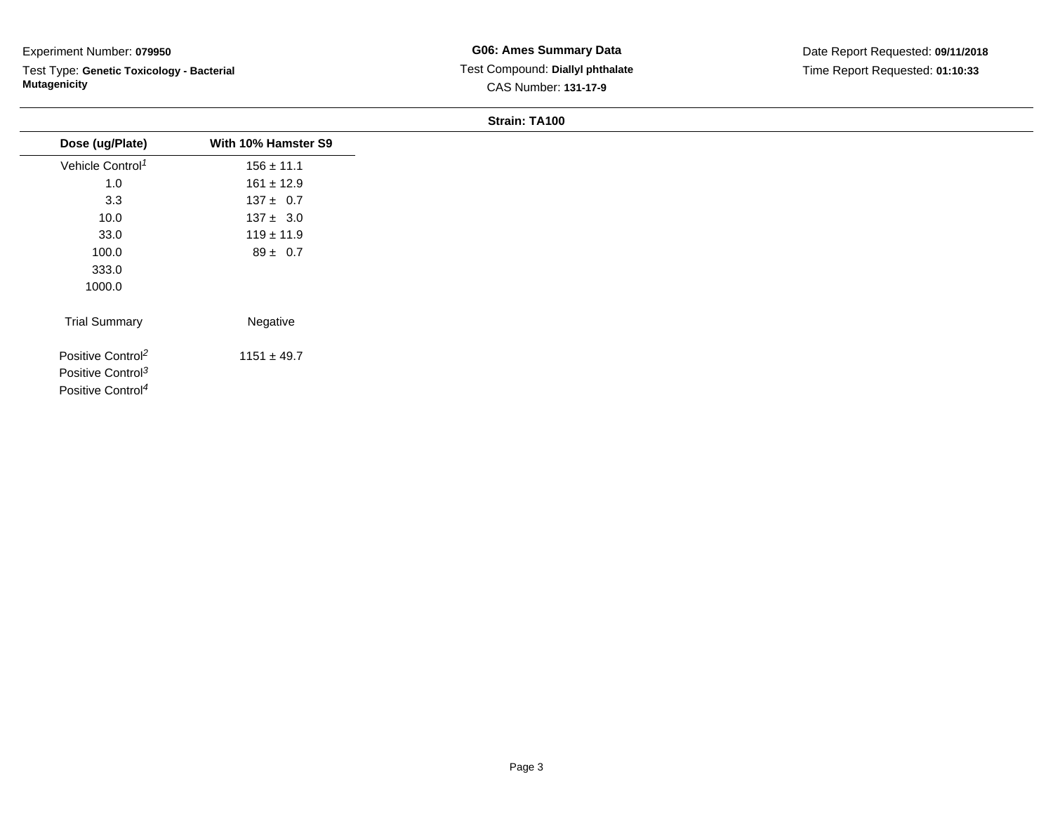Experiment Number: **079950**

Test Type: **Genetic Toxicology - Bacterial Mutagenicity**

**G06: Ames Summary Data**

Test Compound: **Diallyl phthalate**

CAS Number: **131-17-9**

Date Report Requested: **09/11/2018**

Time Report Requested: **01:10:33**

**Strain: TA100**

| Dose (ug/Plate) | With 10% Hamster S9 |
|---|---|
| Vehicle Control[1] | 156 ± 11.1 |
| 1.0 | 161 ± 12.9 |
| 3.3 | 137 ± 0.7 |
| 10.0 | 137 ± 3.0 |
| 33.0 | 119 ± 11.9 |
| 100.0 | 89 ± 0.7 |
| 333.0 | |
| 1000.0 | |
| Trial Summary | Negative |
| Positive Control[2] | 1151 ± 49.7 |
| Positive Control[3] | |
| Positive Control[4] | |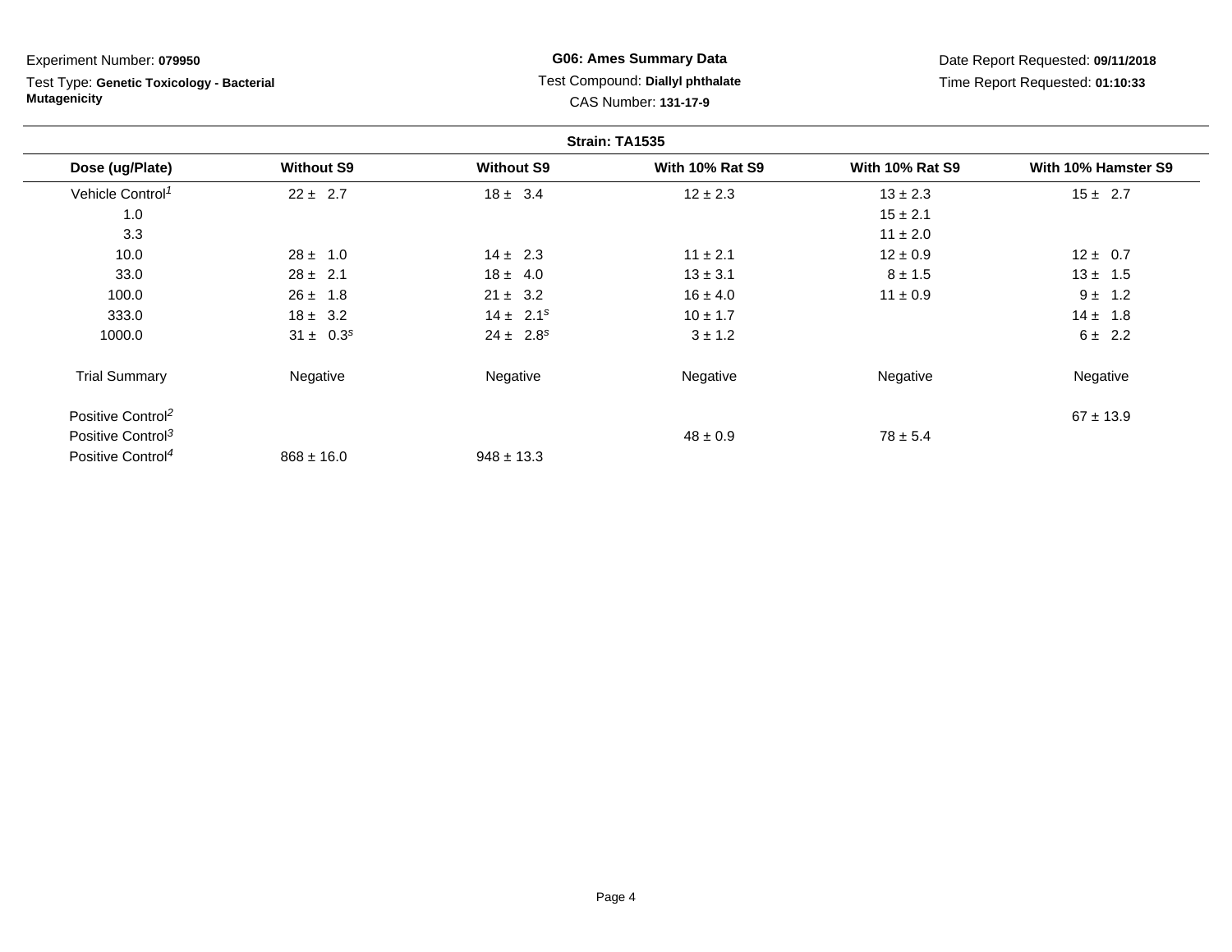Experiment Number: **079950**

Test Type: **Genetic Toxicology - Bacterial Mutagenicity**

**G06: Ames Summary Data**

Test Compound: **Diallyl phthalate**

CAS Number: **131-17-9**

Date Report Requested: **09/11/2018**

Time Report Requested: **01:10:33**

**Strain: TA1535**

| Dose (ug/Plate) | Without S9 | Without S9 | With 10% Rat S9 | With 10% Rat S9 | With 10% Hamster S9 |
|---|---|---|---|---|---|
| Vehicle Control[1] | 22 ± 2.7 | 18 ± 3.4 | 12 ± 2.3 | 13 ± 2.3 | 15 ± 2.7 |
| 1.0 | | | | 15 ± 2.1 | |
| 3.3 | | | | 11 ± 2.0 | |
| 10.0 | 28 ± 1.0 | 14 ± 2.3 | 11 ± 2.1 | 12 ± 0.9 | 12 ± 0.7 |
| 33.0 | 28 ± 2.1 | 18 ± 4.0 | 13 ± 3.1 | 8 ± 1.5 | 13 ± 1.5 |
| 100.0 | 26 ± 1.8 | 21 ± 3.2 | 16 ± 4.0 | 11 ± 0.9 | 9 ± 1.2 |
| 333.0 | 18 ± 3.2 | 14 ± 2.1[s] | 10 ± 1.7 | | 14 ± 1.8 |
| 1000.0 | 31 ± 0.3[s] | 24 ± 2.8[s] | 3 ± 1.2 | | 6 ± 2.2 |
| Trial Summary | Negative | Negative | Negative | Negative | Negative |
| Positive Control[2] | | | | | 67 ± 13.9 |
| Positive Control[3] | | | 48 ± 0.9 | 78 ± 5.4 | |
| Positive Control[4] | 868 ± 16.0 | 948 ± 13.3 | | | |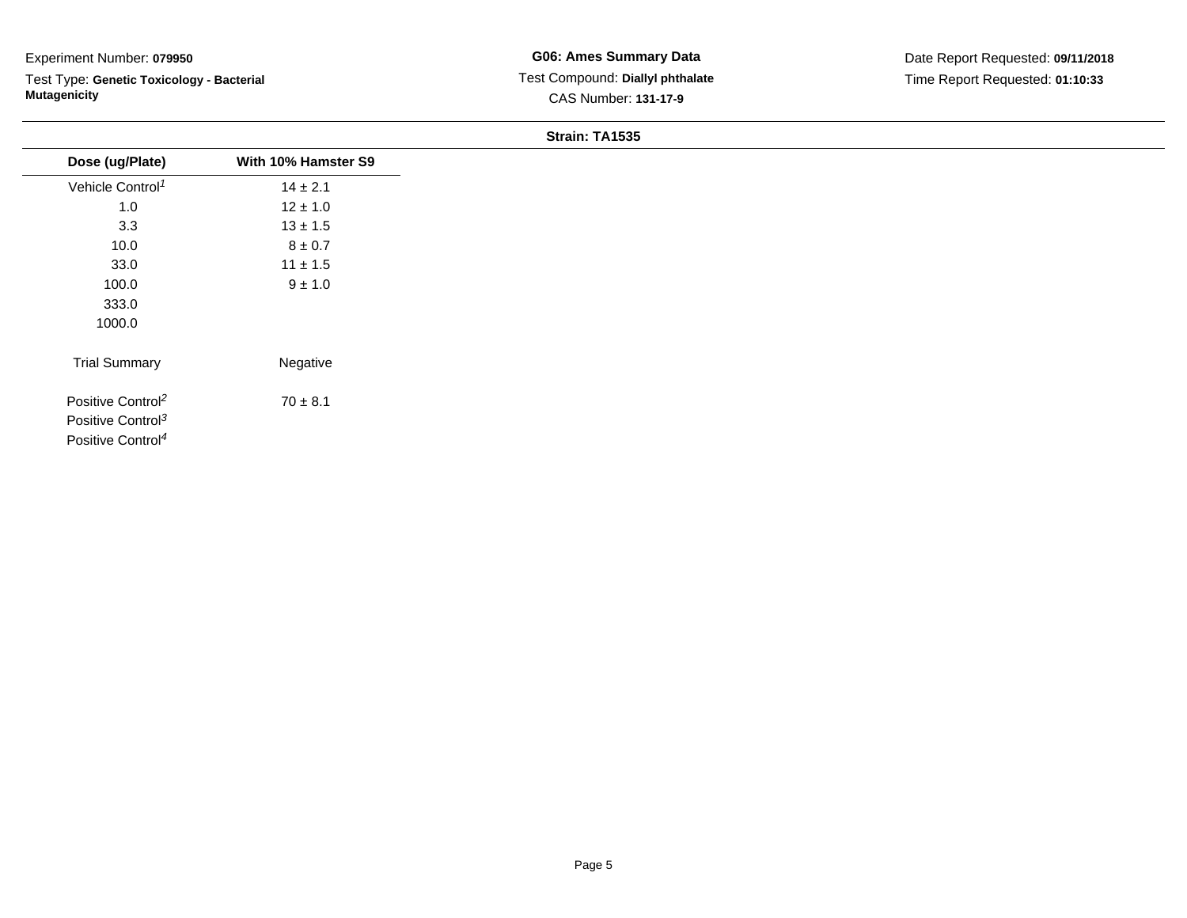Experiment Number: **079950**

Test Type: **Genetic Toxicology - Bacterial Mutagenicity**

**G06: Ames Summary Data**

Test Compound: **Diallyl phthalate**

CAS Number: **131-17-9**

Date Report Requested: **09/11/2018**

Time Report Requested: **01:10:33**

**Strain: TA1535**

| Dose (ug/Plate) | With 10% Hamster S9 |
|---|---|
| Vehicle Control[1] | 14 ± 2.1 |
| 1.0 | 12 ± 1.0 |
| 3.3 | 13 ± 1.5 |
| 10.0 | 8 ± 0.7 |
| 33.0 | 11 ± 1.5 |
| 100.0 | 9 ± 1.0 |
| 333.0 | |
| 1000.0 | |
| Trial Summary | Negative |
| Positive Control[2] | 70 ± 8.1 |
| Positive Control[3] | |
| Positive Control[4] | |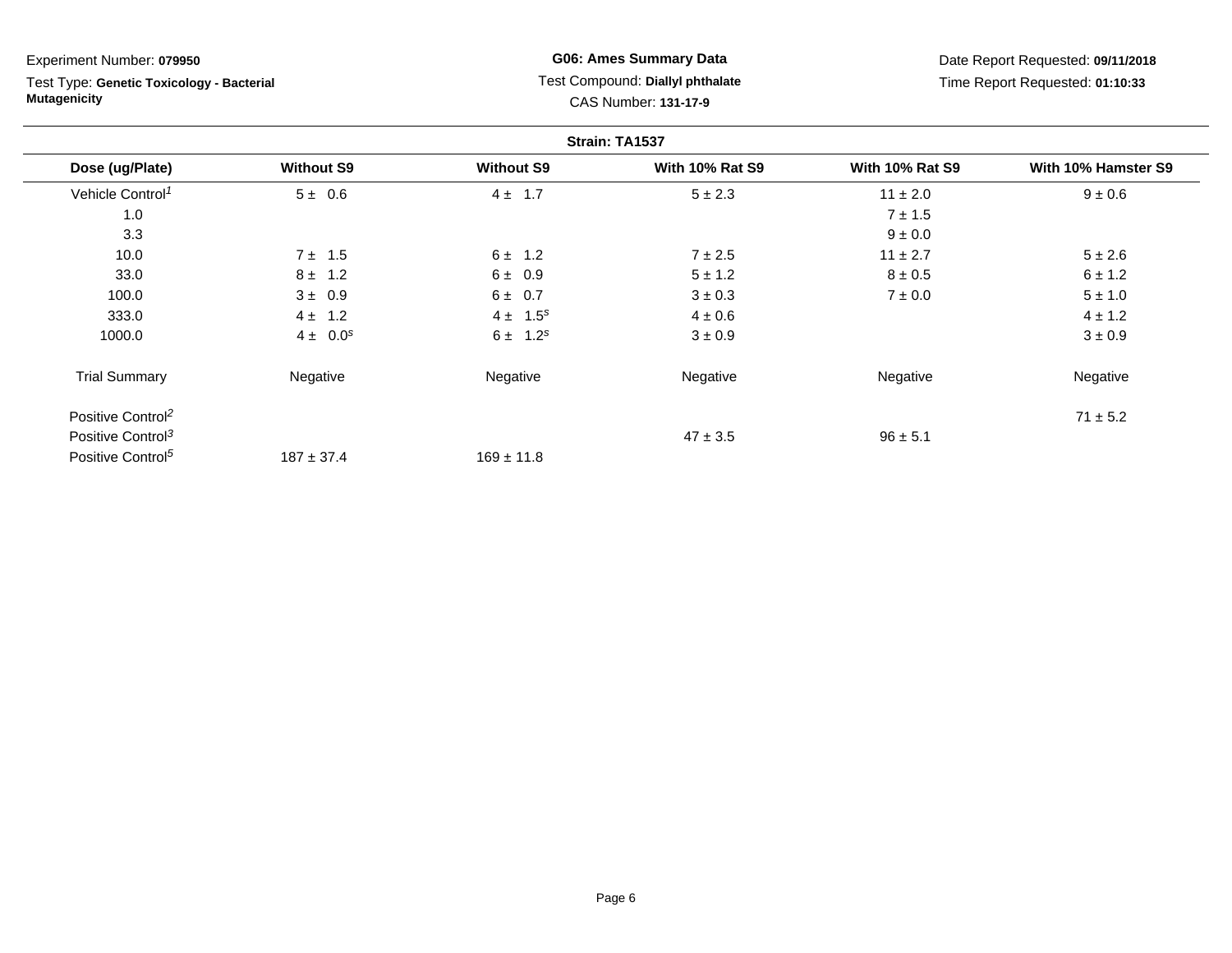Experiment Number: **079950**

Test Type: **Genetic Toxicology - Bacterial Mutagenicity**

**G06: Ames Summary Data**

Test Compound: **Diallyl phthalate**

CAS Number: **131-17-9**

Date Report Requested: **09/11/2018**

Time Report Requested: **01:10:33**

**Strain: TA1537**

| Dose (ug/Plate) | Without S9 | Without S9 | With 10% Rat S9 | With 10% Rat S9 | With 10% Hamster S9 |
|---|---|---|---|---|---|
| Vehicle Control[1] | 5 ± 0.6 | 4 ± 1.7 | 5 ± 2.3 | 11 ± 2.0 | 9 ± 0.6 |
| 1.0 | | | | 7 ± 1.5 | |
| 3.3 | | | | 9 ± 0.0 | |
| 10.0 | 7 ± 1.5 | 6 ± 1.2 | 7 ± 2.5 | 11 ± 2.7 | 5 ± 2.6 |
| 33.0 | 8 ± 1.2 | 6 ± 0.9 | 5 ± 1.2 | 8 ± 0.5 | 6 ± 1.2 |
| 100.0 | 3 ± 0.9 | 6 ± 0.7 | 3 ± 0.3 | 7 ± 0.0 | 5 ± 1.0 |
| 333.0 | 4 ± 1.2 | 4 ± 1.5[s] | 4 ± 0.6 | | 4 ± 1.2 |
| 1000.0 | 4 ± 0.0[s] | 6 ± 1.2[s] | 3 ± 0.9 | | 3 ± 0.9 |
| Trial Summary | Negative | Negative | Negative | Negative | Negative |
| Positive Control[2] | | | | | 71 ± 5.2 |
| Positive Control[3] | | | 47 ± 3.5 | 96 ± 5.1 | |
| Positive Control[5] | 187 ± 37.4 | 169 ± 11.8 | | | |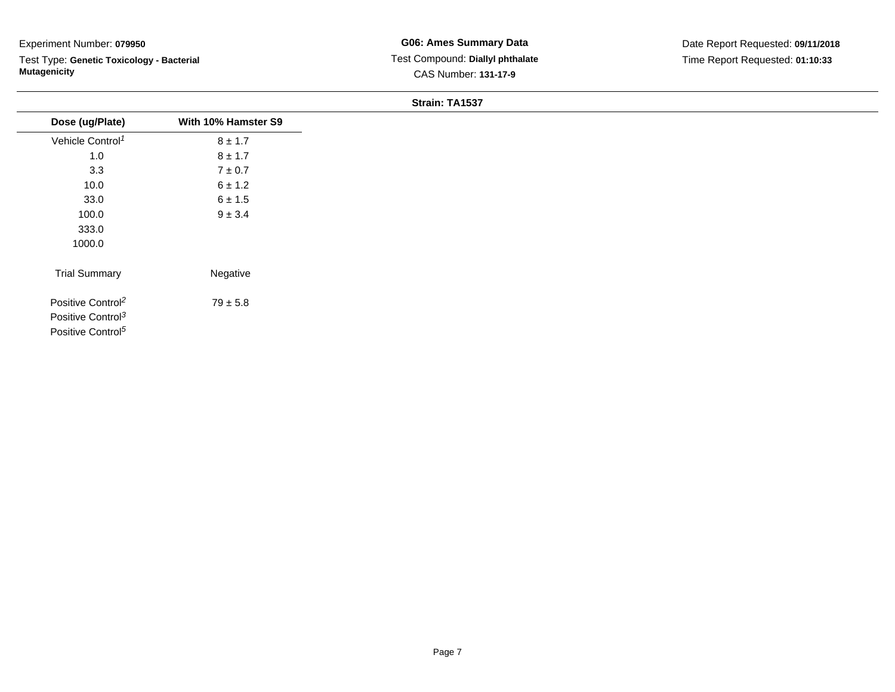Experiment Number: **079950**

Test Type: **Genetic Toxicology - Bacterial Mutagenicity**

**G06: Ames Summary Data**

Test Compound: **Diallyl phthalate**

CAS Number: **131-17-9**

Date Report Requested: **09/11/2018**

Time Report Requested: **01:10:33**

**Strain: TA1537**

| Dose (ug/Plate) | With 10% Hamster S9 |
|---|---|
| Vehicle Control[1] | 8 ± 1.7 |
| 1.0 | 8 ± 1.7 |
| 3.3 | 7 ± 0.7 |
| 10.0 | 6 ± 1.2 |
| 33.0 | 6 ± 1.5 |
| 100.0 | 9 ± 3.4 |
| 333.0 | |
| 1000.0 | |
| Trial Summary | Negative |
| Positive Control[2] | 79 ± 5.8 |
| Positive Control[3] | |
| Positive Control[5] | |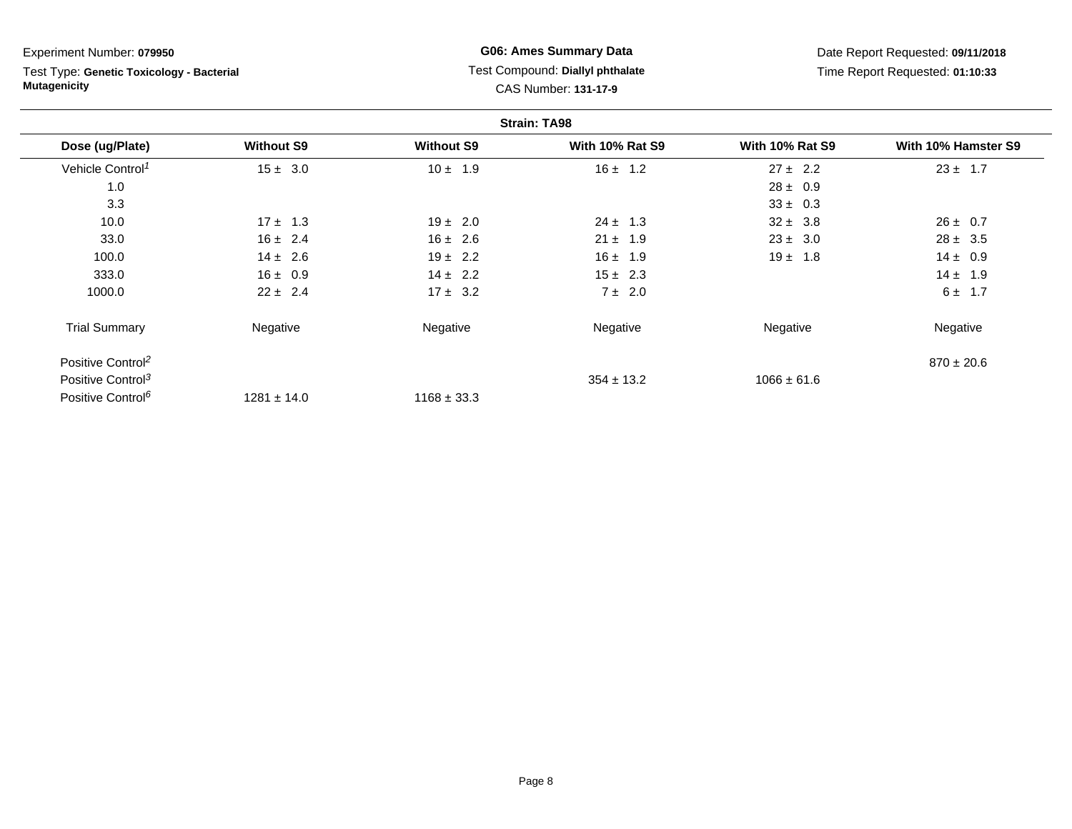Experiment Number: **079950**

Test Type: **Genetic Toxicology - Bacterial Mutagenicity**

**G06: Ames Summary Data**

Test Compound: **Diallyl phthalate**

CAS Number: **131-17-9**

Date Report Requested: **09/11/2018**

Time Report Requested: **01:10:33**

**Strain: TA98**

| Dose (ug/Plate) | Without S9 | Without S9 | With 10% Rat S9 | With 10% Rat S9 | With 10% Hamster S9 |
|---|---|---|---|---|---|
| Vehicle Control[1] | 15 ± 3.0 | 10 ± 1.9 | 16 ± 1.2 | 27 ± 2.2 | 23 ± 1.7 |
| 1.0 | | | | 28 ± 0.9 | |
| 3.3 | | | | 33 ± 0.3 | |
| 10.0 | 17 ± 1.3 | 19 ± 2.0 | 24 ± 1.3 | 32 ± 3.8 | 26 ± 0.7 |
| 33.0 | 16 ± 2.4 | 16 ± 2.6 | 21 ± 1.9 | 23 ± 3.0 | 28 ± 3.5 |
| 100.0 | 14 ± 2.6 | 19 ± 2.2 | 16 ± 1.9 | 19 ± 1.8 | 14 ± 0.9 |
| 333.0 | 16 ± 0.9 | 14 ± 2.2 | 15 ± 2.3 | | 14 ± 1.9 |
| 1000.0 | 22 ± 2.4 | 17 ± 3.2 | 7 ± 2.0 | | 6 ± 1.7 |
| Trial Summary | Negative | Negative | Negative | Negative | Negative |
| Positive Control[2] | | | | | 870 ± 20.6 |
| Positive Control[3] | | | 354 ± 13.2 | 1066 ± 61.6 | |
| Positive Control[6] | 1281 ± 14.0 | 1168 ± 33.3 | | | |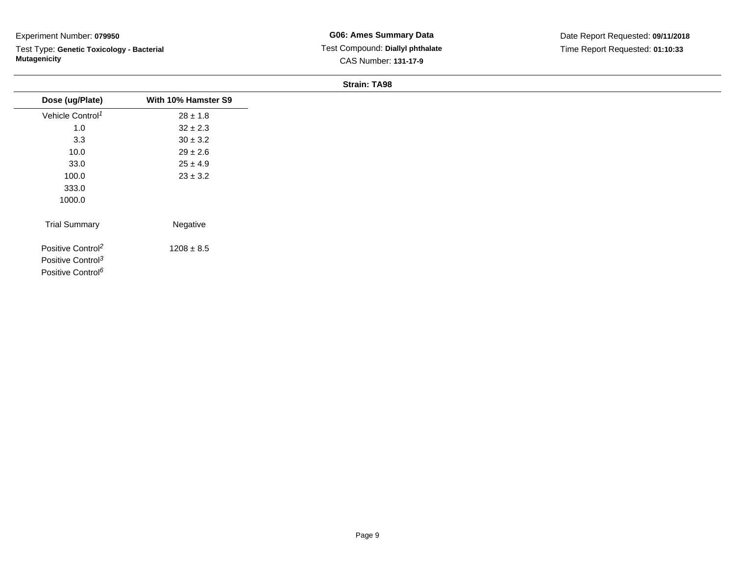Experiment Number: **079950**

Test Type: **Genetic Toxicology - Bacterial Mutagenicity**

**G06: Ames Summary Data**

Test Compound: **Diallyl phthalate**

CAS Number: **131-17-9**

Date Report Requested: **09/11/2018**

Time Report Requested: **01:10:33**

**Strain: TA98**

| Dose (ug/Plate) | With 10% Hamster S9 |
|---|---|
| Vehicle Control[1] | 28 ± 1.8 |
| 1.0 | 32 ± 2.3 |
| 3.3 | 30 ± 3.2 |
| 10.0 | 29 ± 2.6 |
| 33.0 | 25 ± 4.9 |
| 100.0 | 23 ± 3.2 |
| 333.0 | |
| 1000.0 | |
| Trial Summary | Negative |
| Positive Control[2] | 1208 ± 8.5 |
| Positive Control[3] | |
| Positive Control[6] | |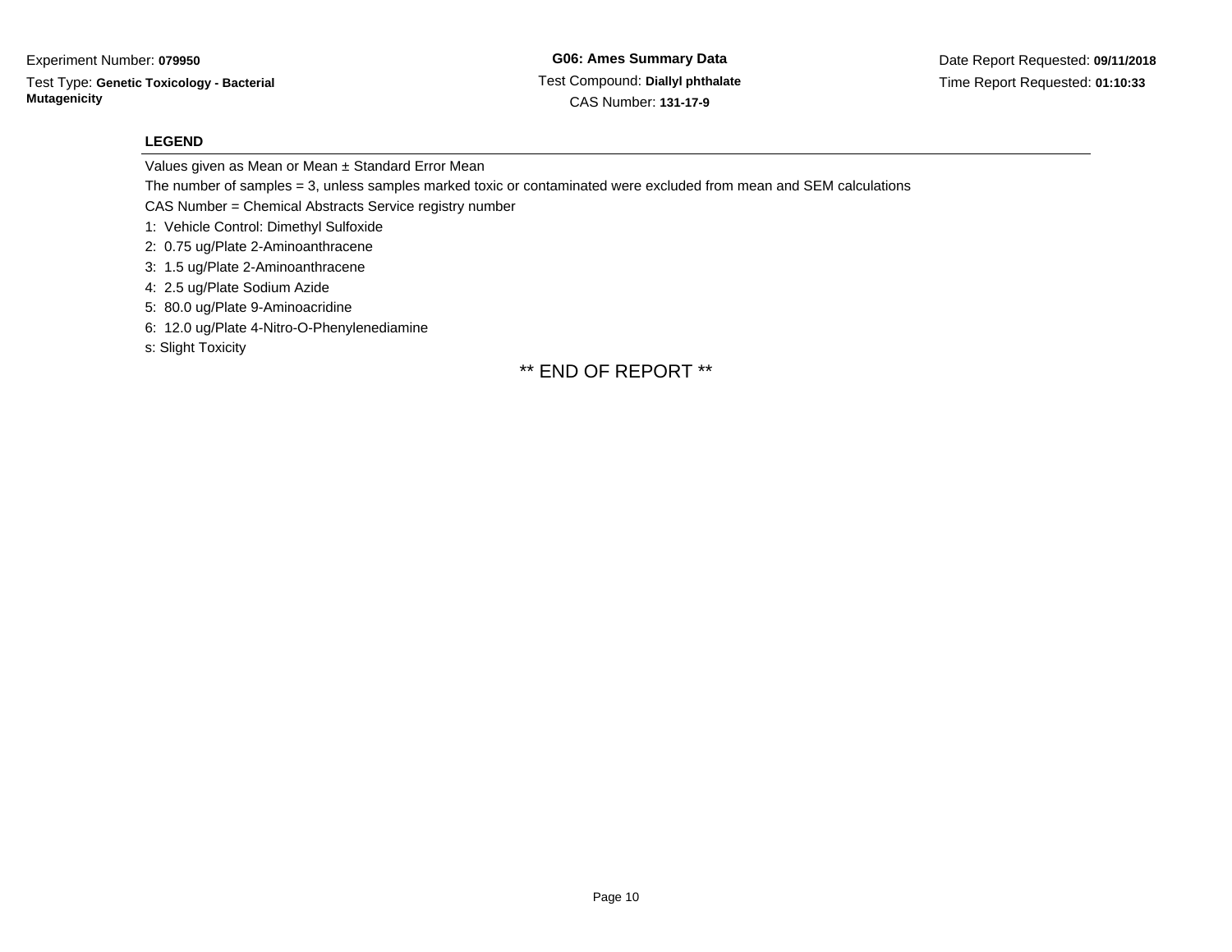Experiment Number: **079950**

Test Type: **Genetic Toxicology - Bacterial Mutagenicity**

**G06: Ames Summary Data**

Test Compound: **Diallyl phthalate**

CAS Number: **131-17-9**

Date Report Requested: **09/11/2018**

Time Report Requested: **01:10:33**

**LEGEND**

Values given as Mean or Mean ± Standard Error Mean

The number of samples = 3, unless samples marked toxic or contaminated were excluded from mean and SEM calculations

CAS Number = Chemical Abstracts Service registry number

1: Vehicle Control: Dimethyl Sulfoxide

2: 0.75 ug/Plate 2-Aminoanthracene

3: 1.5 ug/Plate 2-Aminoanthracene

4: 2.5 ug/Plate Sodium Azide

5: 80.0 ug/Plate 9-Aminoacridine

6: 12.0 ug/Plate 4-Nitro-O-Phenylenediamine

s: Slight Toxicity

** END OF REPORT **